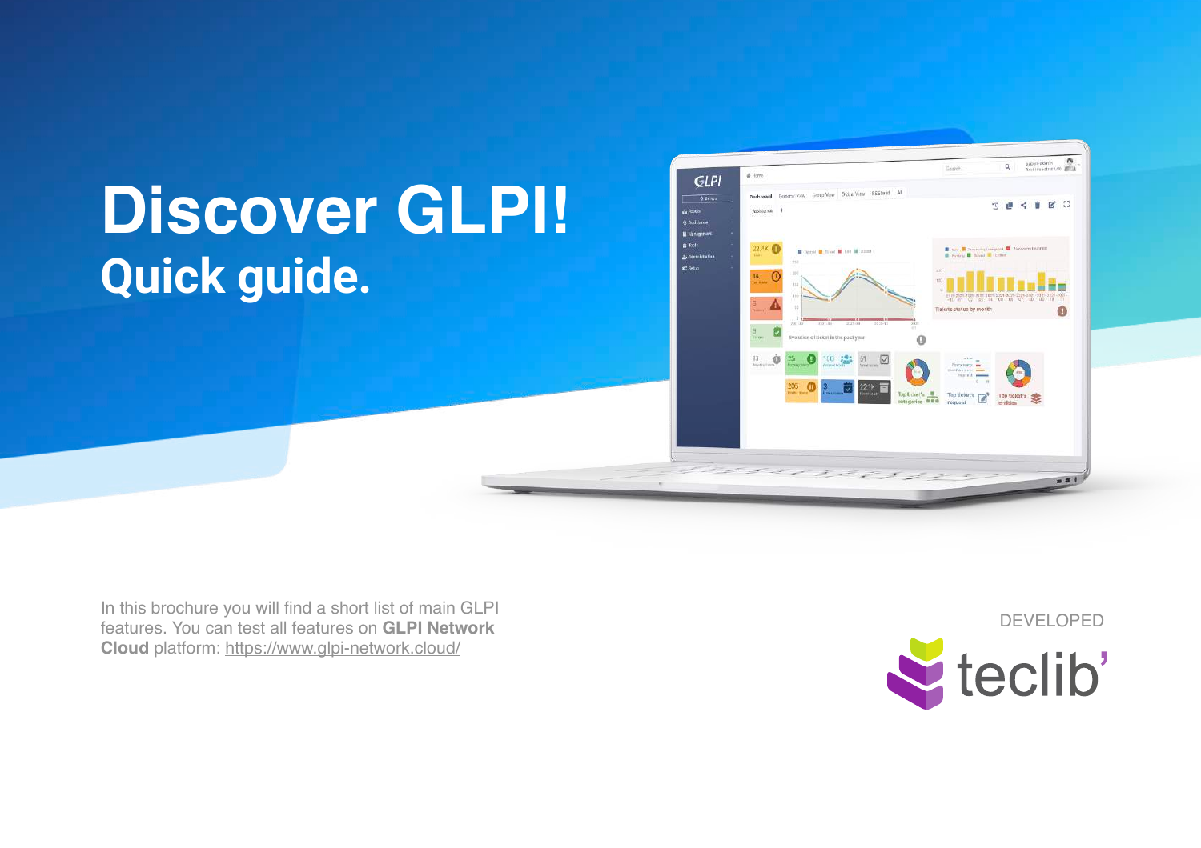# Discover GLPI!

## Quick guide.

In this brochure you will find a short list of main GLPI features. You can test all features on **GLPI Network Cloud** platform: https://www.glpi-network.cloud/

DEVELOPED

teclib'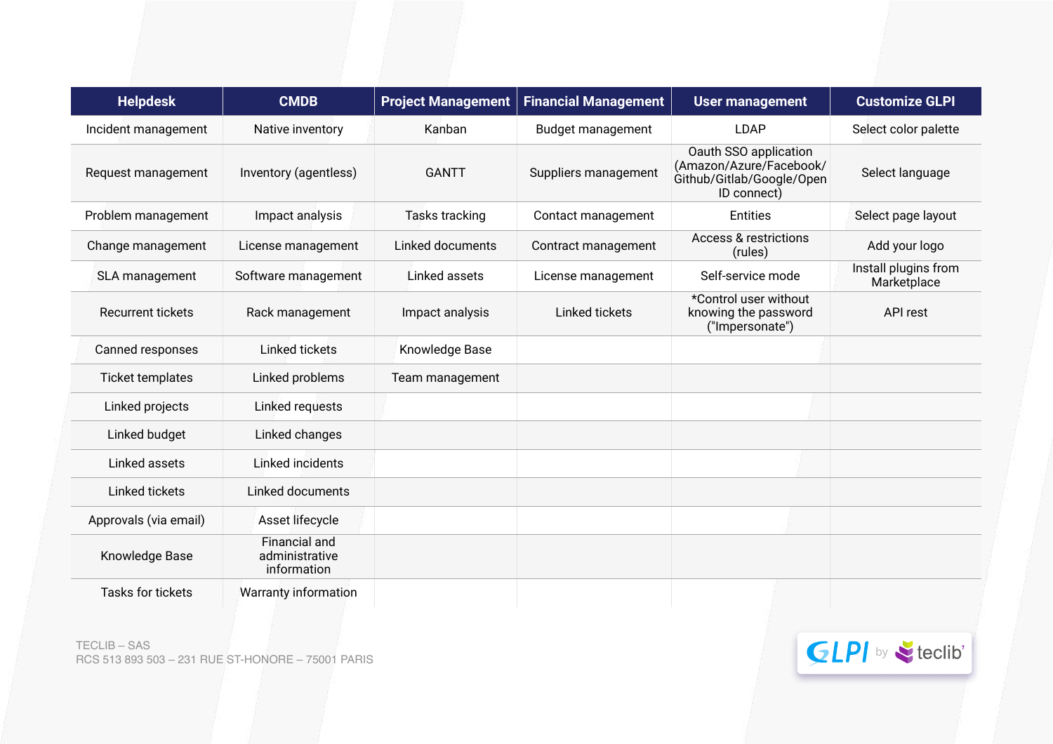| Helpdesk | CMDB | Project Management | Financial Management | User management | Customize GLPI |
|---|---|---|---|---|---|
| Incident management | Native inventory | Kanban | Budget management | LDAP | Select color palette |
| Request management | Inventory (agentless) | GANTT | Suppliers management | Oauth SSO application (Amazon/Azure/Facebook/ Github/Gitlab/Google/Open ID connect) | Select language |
| Problem management | Impact analysis | Tasks tracking | Contact management | Entities | Select page layout |
| Change management | License management | Linked documents | Contract management | Access & restrictions (rules) | Add your logo |
| SLA management | Software management | Linked assets | License management | Self-service mode | Install plugins from Marketplace |
| Recurrent tickets | Rack management | Impact analysis | Linked tickets | *Control user without knowing the password ("Impersonate") | API rest |
| Canned responses | Linked tickets | Knowledge Base | | | |
| Ticket templates | Linked problems | Team management | | | |
| Linked projects | Linked requests | | | | |
| Linked budget | Linked changes | | | | |
| Linked assets | Linked incidents | | | | |
| Linked tickets | Linked documents | | | | |
| Approvals (via email) | Asset lifecycle | | | | |
| Knowledge Base | Financial and administrative information | | | | |
| Tasks for tickets | Warranty information | | | | |

TECLIB – SAS
RCS 513 893 503 – 231 RUE ST-HONORE – 75001 PARIS

GLPI by teclib'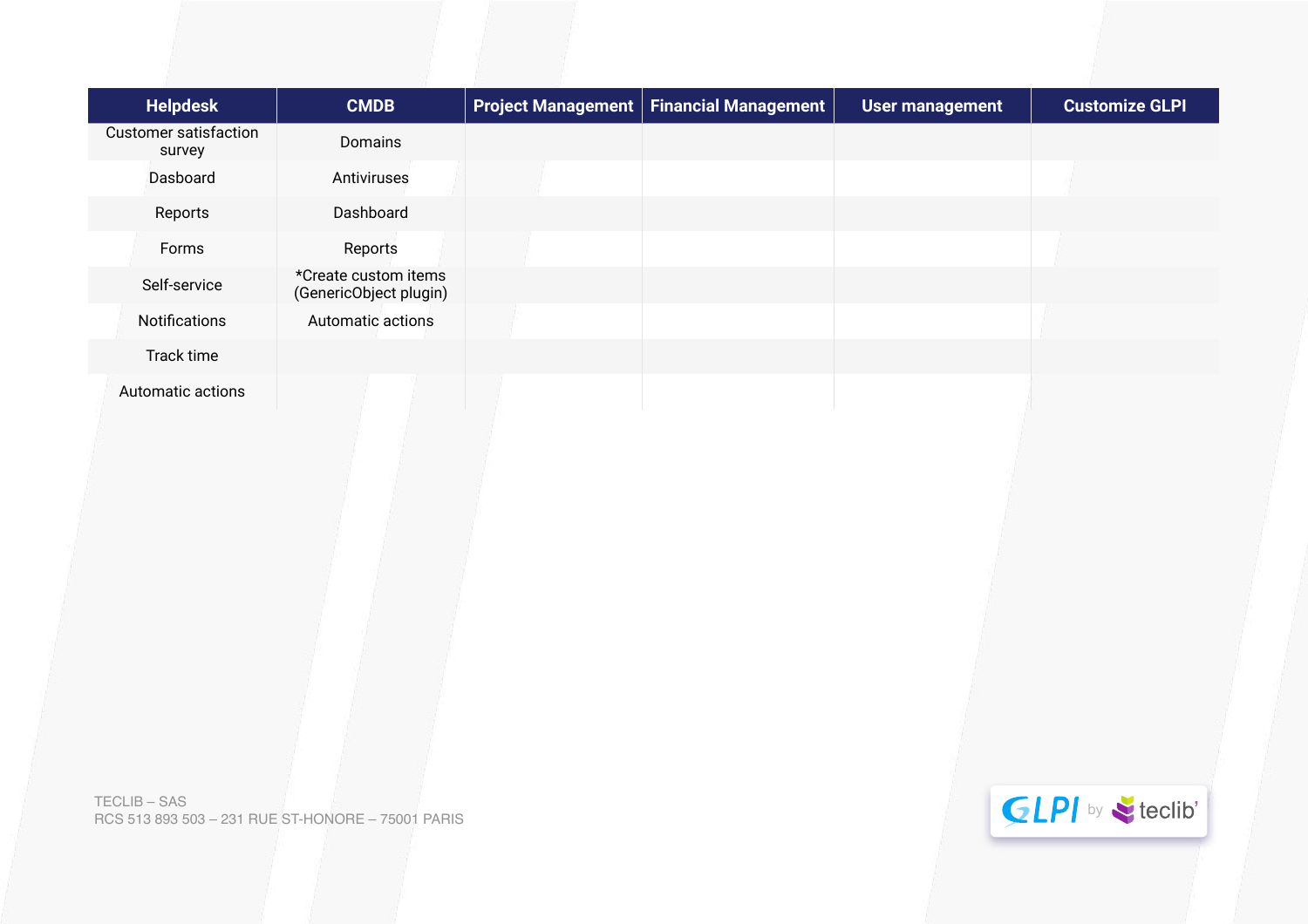| Helpdesk | CMDB | Project Management | Financial Management | User management | Customize GLPI |
|---|---|---|---|---|---|
| Customer satisfaction survey | Domains | | | | |
| Dasboard | Antiviruses | | | | |
| Reports | Dashboard | | | | |
| Forms | Reports | | | | |
| Self-service | *Create custom items (GenericObject plugin) | | | | |
| Notifications | Automatic actions | | | | |
| Track time | | | | | |
| Automatic actions | | | | | |

TECLIB – SAS
RCS 513 893 503 – 231 RUE ST-HONORE – 75001 PARIS